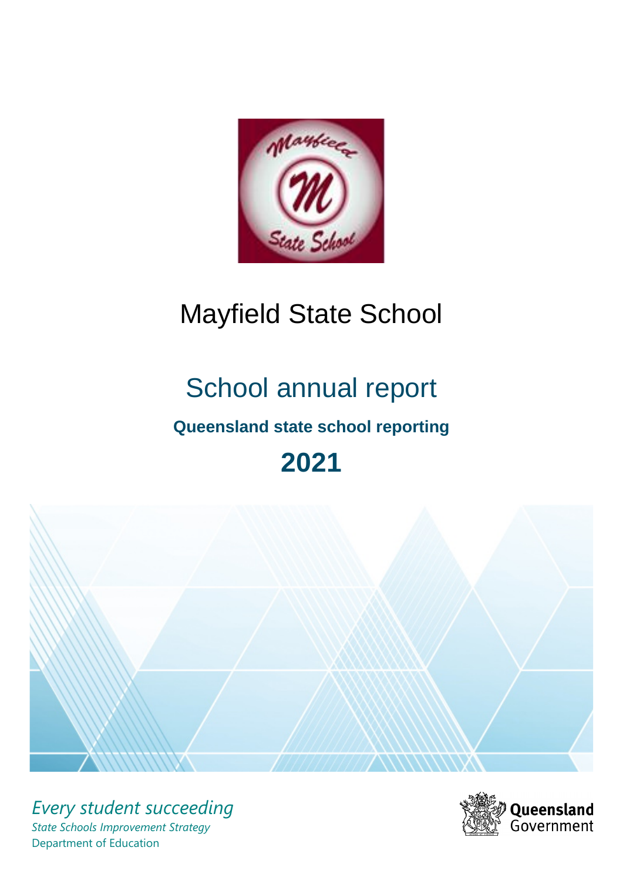# Mayfield State School

## School annual report

### Queensland state school reporting

## 2021

*Every student succeeding*

*State Schools Improvement Strategy*

Department of Education

Queensland Government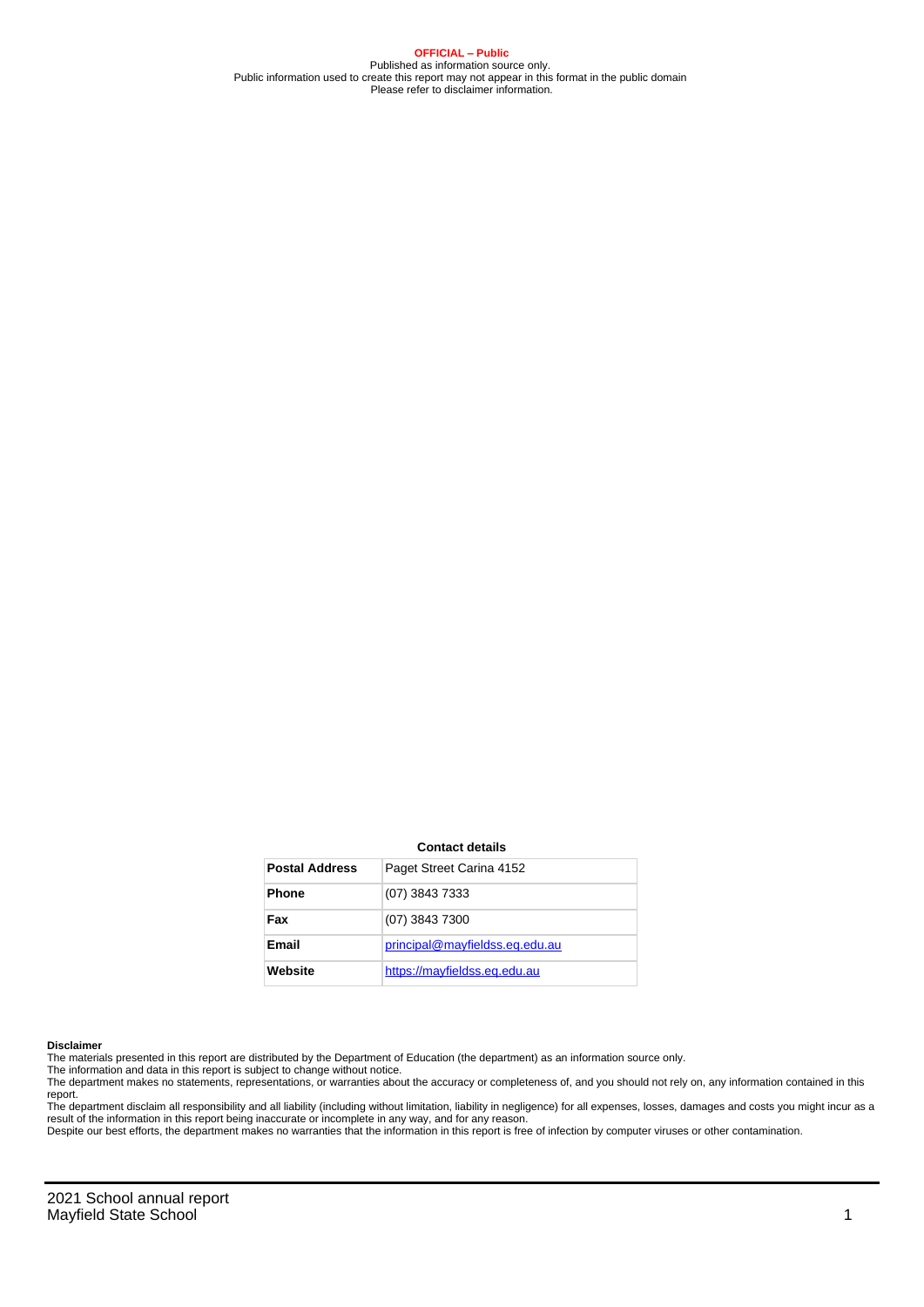**OFFICIAL – Public**
Published as information source only.
Public information used to create this report may not appear in this format in the public domain
Please refer to disclaimer information.

**Contact details**

| **Postal Address** | Paget Street Carina 4152 |
|---|---|
| **Phone** | (07) 3843 7333 |
| **Fax** | (07) 3843 7300 |
| **Email** | principal@mayfieldss.eq.edu.au |
| **Website** | https://mayfieldss.eq.edu.au |

**Disclaimer**

The materials presented in this report are distributed by the Department of Education (the department) as an information source only.

The information and data in this report is subject to change without notice.

The department makes no statements, representations, or warranties about the accuracy or completeness of, and you should not rely on, any information contained in this report.

The department disclaim all responsibility and all liability (including without limitation, liability in negligence) for all expenses, losses, damages and costs you might incur as a result of the information in this report being inaccurate or incomplete in any way, and for any reason.

Despite our best efforts, the department makes no warranties that the information in this report is free of infection by computer viruses or other contamination.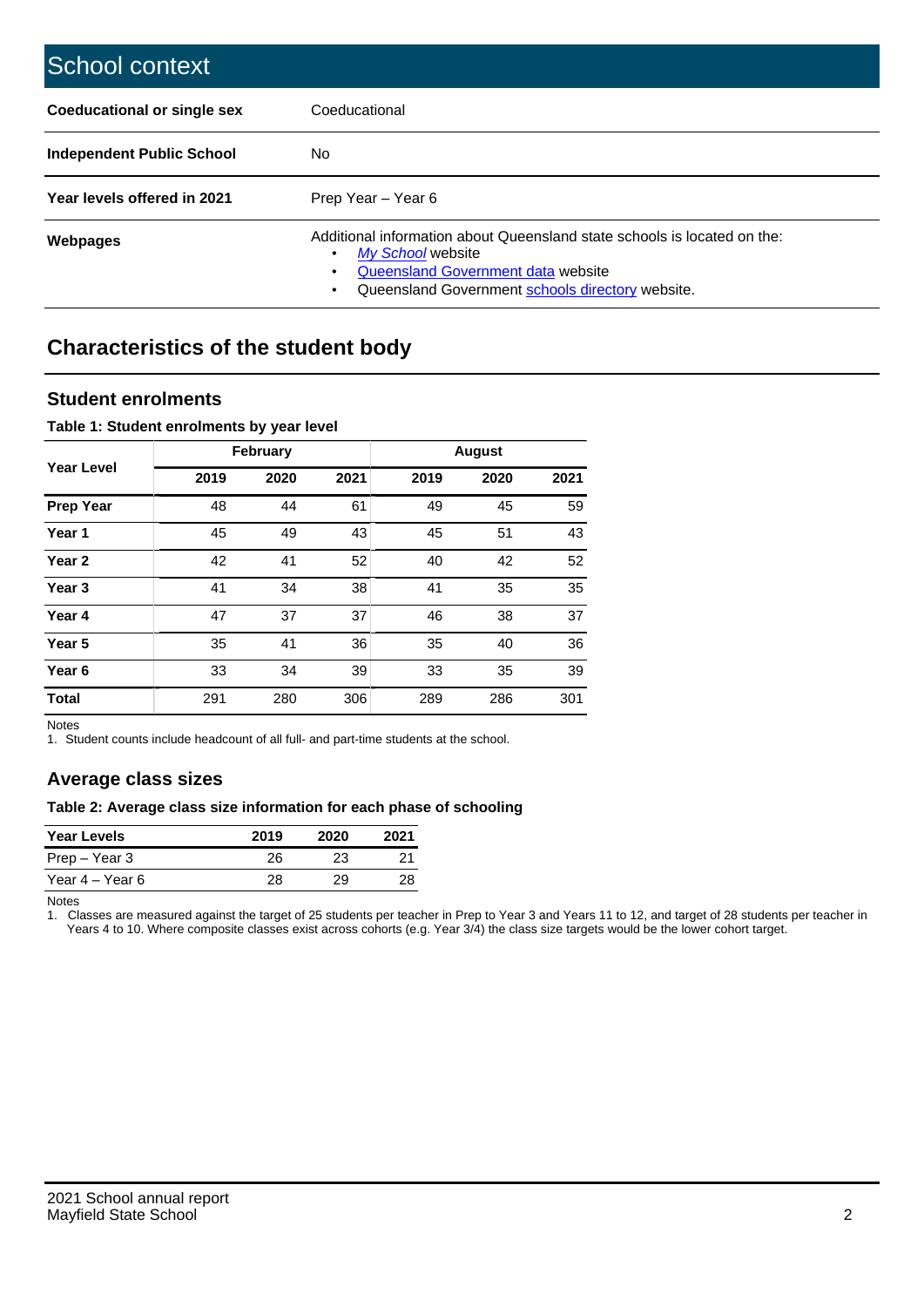## School context

| | |
|---|---|
| **Coeducational or single sex** | Coeducational |
| **Independent Public School** | No |
| **Year levels offered in 2021** | Prep Year – Year 6 |
| **Webpages** | Additional information about Queensland state schools is located on the: • *My School* website • Queensland Government data website • Queensland Government schools directory website. |

## Characteristics of the student body

### Student enrolments

**Table 1: Student enrolments by year level**

| Year Level | February | | | August | | |
|---|---|---|---|---|---|---|
| | 2019 | 2020 | 2021 | 2019 | 2020 | 2021 |
| **Prep Year** | 48 | 44 | 61 | 49 | 45 | 59 |
| **Year 1** | 45 | 49 | 43 | 45 | 51 | 43 |
| **Year 2** | 42 | 41 | 52 | 40 | 42 | 52 |
| **Year 3** | 41 | 34 | 38 | 41 | 35 | 35 |
| **Year 4** | 47 | 37 | 37 | 46 | 38 | 37 |
| **Year 5** | 35 | 41 | 36 | 35 | 40 | 36 |
| **Year 6** | 33 | 34 | 39 | 33 | 35 | 39 |
| **Total** | 291 | 280 | 306 | 289 | 286 | 301 |

Notes

1. Student counts include headcount of all full- and part-time students at the school.

### Average class sizes

**Table 2: Average class size information for each phase of schooling**

| Year Levels | 2019 | 2020 | 2021 |
|---|---|---|---|
| Prep – Year 3 | 26 | 23 | 21 |
| Year 4 – Year 6 | 28 | 29 | 28 |

Notes

1. Classes are measured against the target of 25 students per teacher in Prep to Year 3 and Years 11 to 12, and target of 28 students per teacher in Years 4 to 10. Where composite classes exist across cohorts (e.g. Year 3/4) the class size targets would be the lower cohort target.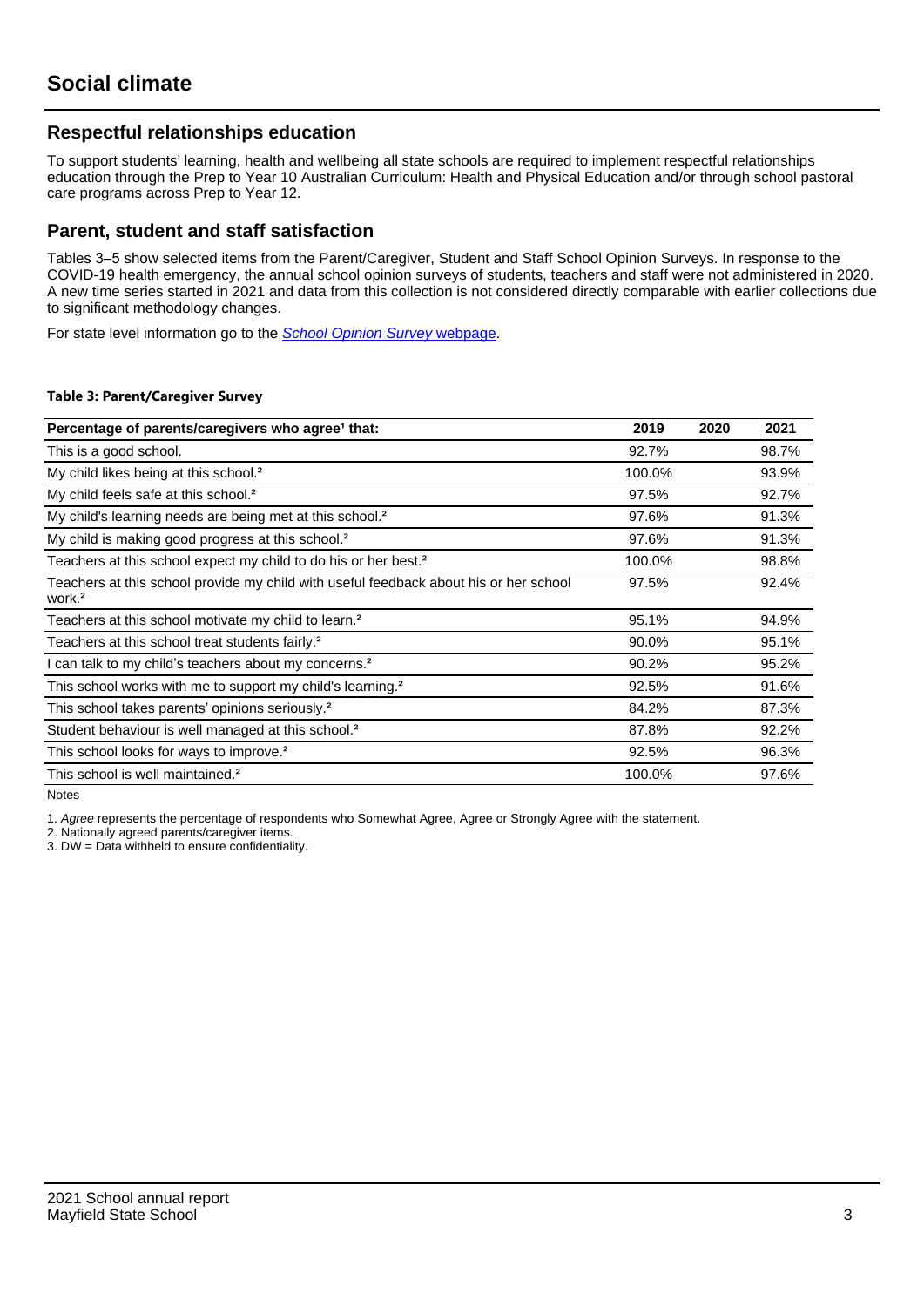# Social climate

## Respectful relationships education

To support students' learning, health and wellbeing all state schools are required to implement respectful relationships education through the Prep to Year 10 Australian Curriculum: Health and Physical Education and/or through school pastoral care programs across Prep to Year 12.

## Parent, student and staff satisfaction

Tables 3–5 show selected items from the Parent/Caregiver, Student and Staff School Opinion Surveys. In response to the COVID-19 health emergency, the annual school opinion surveys of students, teachers and staff were not administered in 2020. A new time series started in 2021 and data from this collection is not considered directly comparable with earlier collections due to significant methodology changes.

For state level information go to the *School Opinion Survey* webpage.

**Table 3: Parent/Caregiver Survey**

| Percentage of parents/caregivers who agree[1] that: | 2019 | 2020 | 2021 |
|---|---|---|---|
| This is a good school. | 92.7% | | 98.7% |
| My child likes being at this school.[2] | 100.0% | | 93.9% |
| My child feels safe at this school.[2] | 97.5% | | 92.7% |
| My child's learning needs are being met at this school.[2] | 97.6% | | 91.3% |
| My child is making good progress at this school.[2] | 97.6% | | 91.3% |
| Teachers at this school expect my child to do his or her best.[2] | 100.0% | | 98.8% |
| Teachers at this school provide my child with useful feedback about his or her school work.[2] | 97.5% | | 92.4% |
| Teachers at this school motivate my child to learn.[2] | 95.1% | | 94.9% |
| Teachers at this school treat students fairly.[2] | 90.0% | | 95.1% |
| I can talk to my child's teachers about my concerns.[2] | 90.2% | | 95.2% |
| This school works with me to support my child's learning.[2] | 92.5% | | 91.6% |
| This school takes parents' opinions seriously.[2] | 84.2% | | 87.3% |
| Student behaviour is well managed at this school.[2] | 87.8% | | 92.2% |
| This school looks for ways to improve.[2] | 92.5% | | 96.3% |
| This school is well maintained.[2] | 100.0% | | 97.6% |

Notes

1. *Agree* represents the percentage of respondents who Somewhat Agree, Agree or Strongly Agree with the statement.
2. Nationally agreed parents/caregiver items.
3. DW = Data withheld to ensure confidentiality.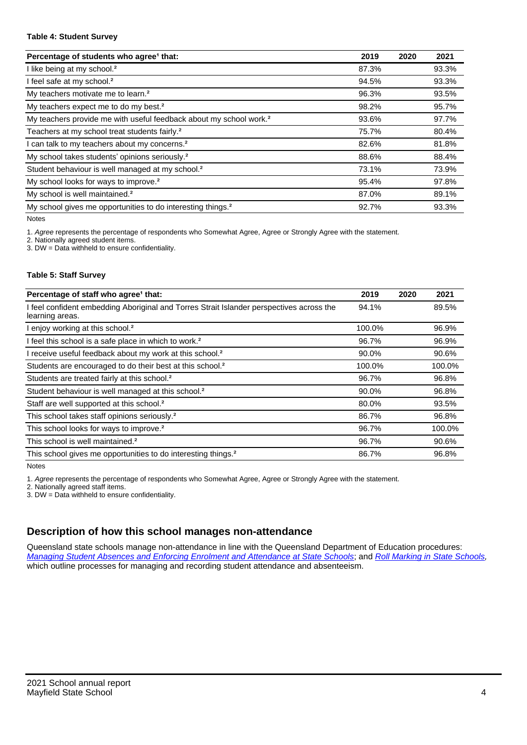**Table 4: Student Survey**

| Percentage of students who agree[1] that: | 2019 | 2020 | 2021 |
|---|---|---|---|
| I like being at my school.[2] | 87.3% | | 93.3% |
| I feel safe at my school.[2] | 94.5% | | 93.3% |
| My teachers motivate me to learn.[2] | 96.3% | | 93.5% |
| My teachers expect me to do my best.[2] | 98.2% | | 95.7% |
| My teachers provide me with useful feedback about my school work.[2] | 93.6% | | 97.7% |
| Teachers at my school treat students fairly.[2] | 75.7% | | 80.4% |
| I can talk to my teachers about my concerns.[2] | 82.6% | | 81.8% |
| My school takes students' opinions seriously.[2] | 88.6% | | 88.4% |
| Student behaviour is well managed at my school.[2] | 73.1% | | 73.9% |
| My school looks for ways to improve.[2] | 95.4% | | 97.8% |
| My school is well maintained.[2] | 87.0% | | 89.1% |
| My school gives me opportunities to do interesting things.[2] | 92.7% | | 93.3% |

Notes

1. *Agree* represents the percentage of respondents who Somewhat Agree, Agree or Strongly Agree with the statement.
2. Nationally agreed student items.
3. DW = Data withheld to ensure confidentiality.

**Table 5: Staff Survey**

| Percentage of staff who agree[1] that: | 2019 | 2020 | 2021 |
|---|---|---|---|
| I feel confident embedding Aboriginal and Torres Strait Islander perspectives across the learning areas. | 94.1% | | 89.5% |
| I enjoy working at this school.[2] | 100.0% | | 96.9% |
| I feel this school is a safe place in which to work.[2] | 96.7% | | 96.9% |
| I receive useful feedback about my work at this school.[2] | 90.0% | | 90.6% |
| Students are encouraged to do their best at this school.[2] | 100.0% | | 100.0% |
| Students are treated fairly at this school.[2] | 96.7% | | 96.8% |
| Student behaviour is well managed at this school.[2] | 90.0% | | 96.8% |
| Staff are well supported at this school.[2] | 80.0% | | 93.5% |
| This school takes staff opinions seriously.[2] | 86.7% | | 96.8% |
| This school looks for ways to improve.[2] | 96.7% | | 100.0% |
| This school is well maintained.[2] | 96.7% | | 90.6% |
| This school gives me opportunities to do interesting things.[2] | 86.7% | | 96.8% |

Notes

1. *Agree* represents the percentage of respondents who Somewhat Agree, Agree or Strongly Agree with the statement.
2. Nationally agreed staff items.
3. DW = Data withheld to ensure confidentiality.

## Description of how this school manages non-attendance

Queensland state schools manage non-attendance in line with the Queensland Department of Education procedures: *Managing Student Absences and Enforcing Enrolment and Attendance at State Schools*; and *Roll Marking in State Schools,* which outline processes for managing and recording student attendance and absenteeism.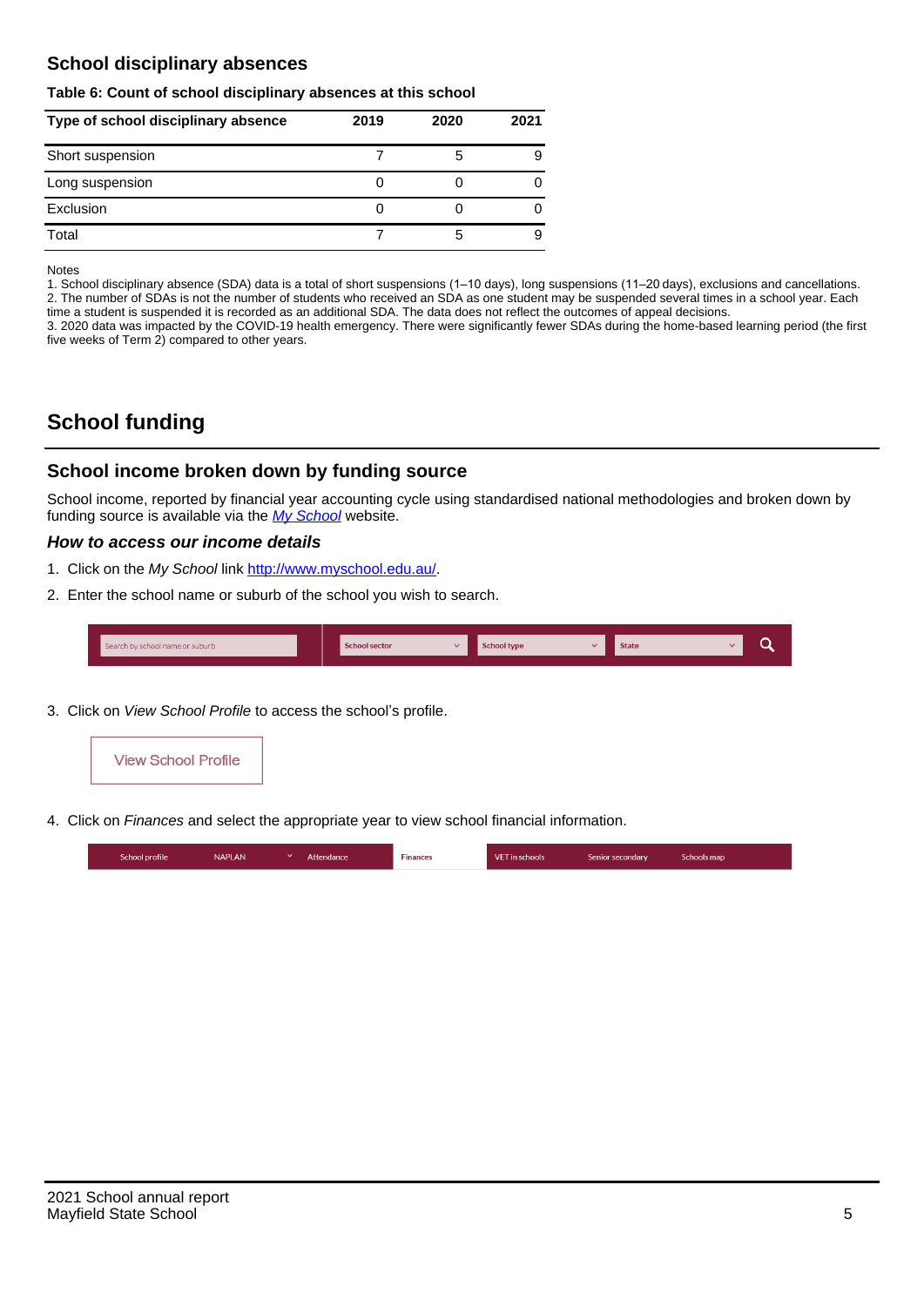## School disciplinary absences

**Table 6: Count of school disciplinary absences at this school**

| Type of school disciplinary absence | 2019 | 2020 | 2021 |
|---|---|---|---|
| Short suspension | 7 | 5 | 9 |
| Long suspension | 0 | 0 | 0 |
| Exclusion | 0 | 0 | 0 |
| Total | 7 | 5 | 9 |

Notes
1. School disciplinary absence (SDA) data is a total of short suspensions (1–10 days), long suspensions (11–20 days), exclusions and cancellations.
2. The number of SDAs is not the number of students who received an SDA as one student may be suspended several times in a school year. Each time a student is suspended it is recorded as an additional SDA. The data does not reflect the outcomes of appeal decisions.
3. 2020 data was impacted by the COVID-19 health emergency. There were significantly fewer SDAs during the home-based learning period (the first five weeks of Term 2) compared to other years.

# School funding

## School income broken down by funding source

School income, reported by financial year accounting cycle using standardised national methodologies and broken down by funding source is available via the *My School* website.

### *How to access our income details*

1. Click on the *My School* link http://www.myschool.edu.au/.
2. Enter the school name or suburb of the school you wish to search.

Search by school name or suburb | School sector | School type | State

3. Click on *View School Profile* to access the school's profile.

View School Profile

4. Click on *Finances* and select the appropriate year to view school financial information.

School profile | NAPLAN | Attendance | Finances | VET in schools | Senior secondary | Schools map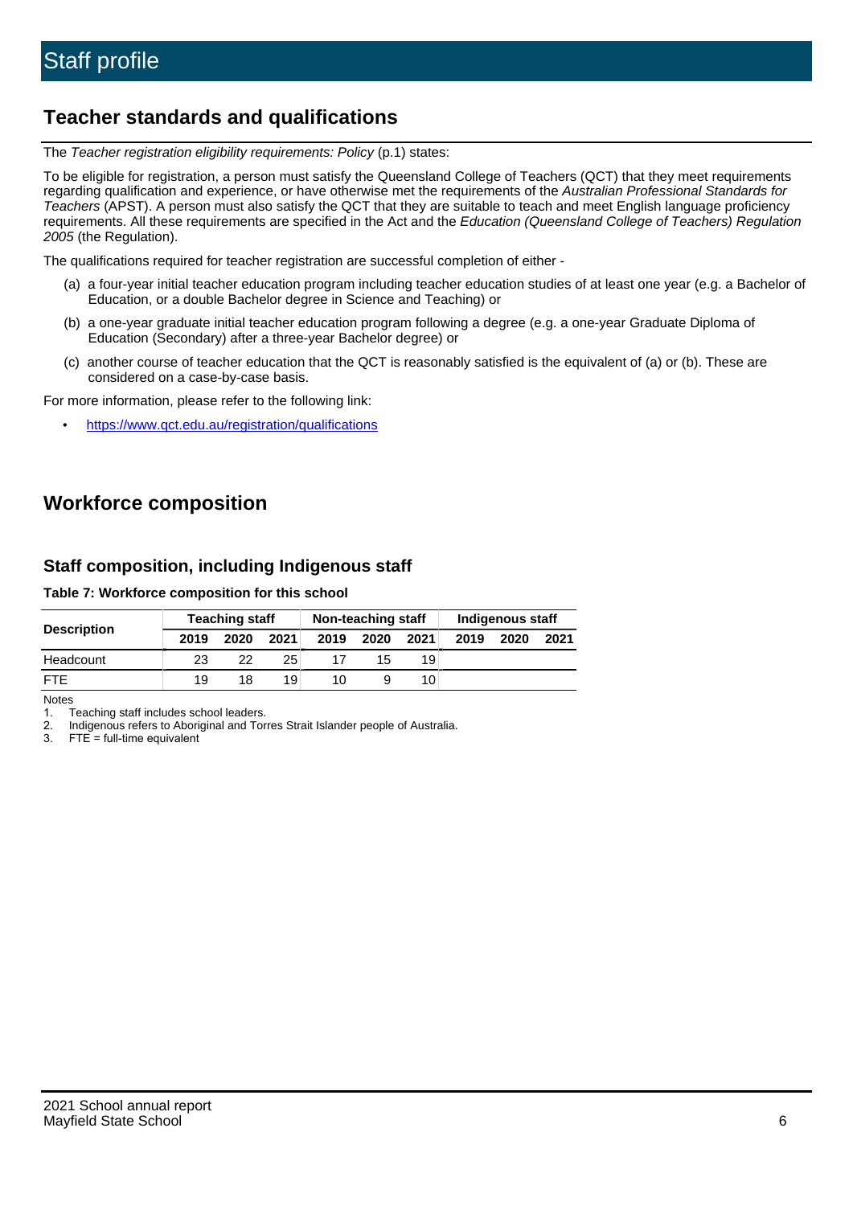# Staff profile

## Teacher standards and qualifications

The *Teacher registration eligibility requirements: Policy* (p.1) states:

To be eligible for registration, a person must satisfy the Queensland College of Teachers (QCT) that they meet requirements regarding qualification and experience, or have otherwise met the requirements of the *Australian Professional Standards for Teachers* (APST). A person must also satisfy the QCT that they are suitable to teach and meet English language proficiency requirements. All these requirements are specified in the Act and the *Education (Queensland College of Teachers) Regulation 2005* (the Regulation).

The qualifications required for teacher registration are successful completion of either -

(a) a four-year initial teacher education program including teacher education studies of at least one year (e.g. a Bachelor of Education, or a double Bachelor degree in Science and Teaching) or

(b) a one-year graduate initial teacher education program following a degree (e.g. a one-year Graduate Diploma of Education (Secondary) after a three-year Bachelor degree) or

(c) another course of teacher education that the QCT is reasonably satisfied is the equivalent of (a) or (b). These are considered on a case-by-case basis.

For more information, please refer to the following link:

- https://www.qct.edu.au/registration/qualifications

## Workforce composition

### Staff composition, including Indigenous staff

**Table 7: Workforce composition for this school**

| Description | Teaching staff | | | Non-teaching staff | | | Indigenous staff | | |
|---|---|---|---|---|---|---|---|---|---|
| | 2019 | 2020 | 2021 | 2019 | 2020 | 2021 | 2019 | 2020 | 2021 |
| Headcount | 23 | 22 | 25 | 17 | 15 | 19 | | | |
| FTE | 19 | 18 | 19 | 10 | 9 | 10 | | | |

Notes

1. Teaching staff includes school leaders.
2. Indigenous refers to Aboriginal and Torres Strait Islander people of Australia.
3. FTE = full-time equivalent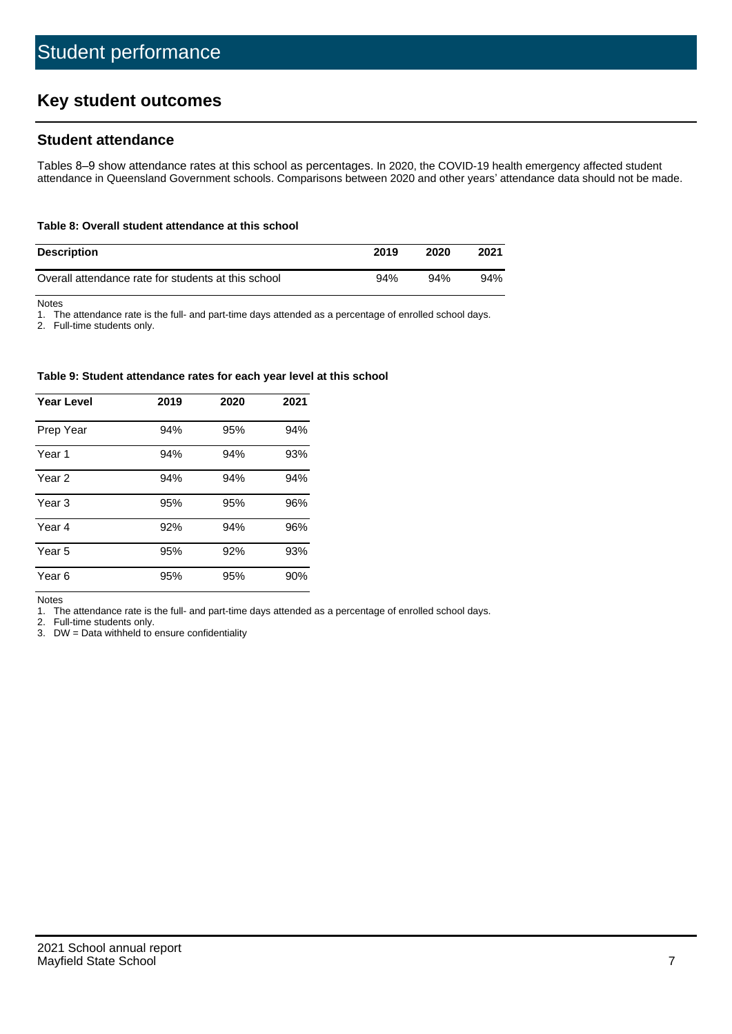# Student performance

## Key student outcomes

### Student attendance

Tables 8–9 show attendance rates at this school as percentages. In 2020, the COVID-19 health emergency affected student attendance in Queensland Government schools. Comparisons between 2020 and other years' attendance data should not be made.

**Table 8: Overall student attendance at this school**

| Description | 2019 | 2020 | 2021 |
|---|---|---|---|
| Overall attendance rate for students at this school | 94% | 94% | 94% |

Notes
1. The attendance rate is the full- and part-time days attended as a percentage of enrolled school days.
2. Full-time students only.

**Table 9: Student attendance rates for each year level at this school**

| Year Level | 2019 | 2020 | 2021 |
|---|---|---|---|
| Prep Year | 94% | 95% | 94% |
| Year 1 | 94% | 94% | 93% |
| Year 2 | 94% | 94% | 94% |
| Year 3 | 95% | 95% | 96% |
| Year 4 | 92% | 94% | 96% |
| Year 5 | 95% | 92% | 93% |
| Year 6 | 95% | 95% | 90% |

Notes
1. The attendance rate is the full- and part-time days attended as a percentage of enrolled school days.
2. Full-time students only.
3. DW = Data withheld to ensure confidentiality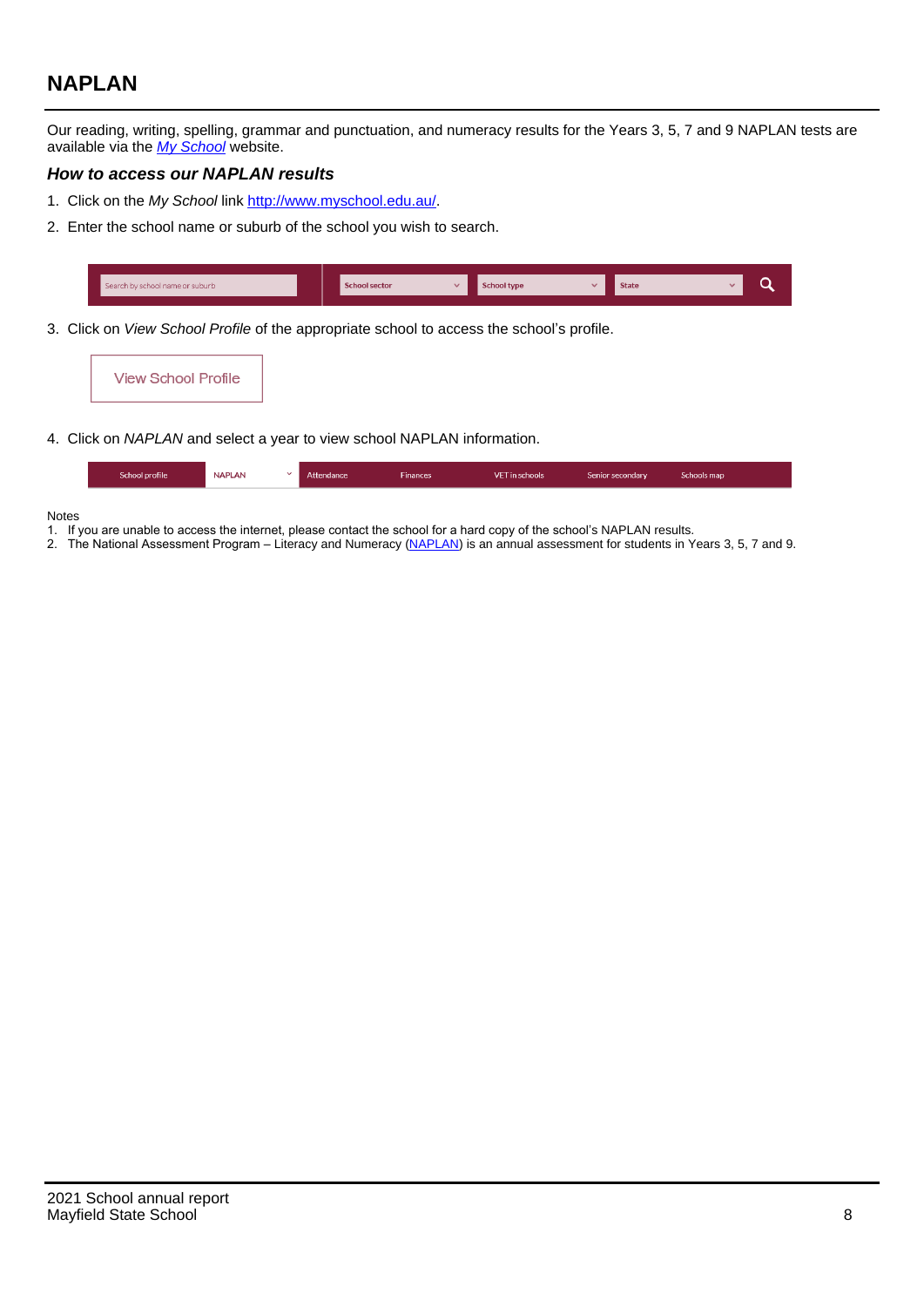## NAPLAN

Our reading, writing, spelling, grammar and punctuation, and numeracy results for the Years 3, 5, 7 and 9 NAPLAN tests are available via the *My School* website.

### *How to access our NAPLAN results*

1. Click on the *My School* link http://www.myschool.edu.au/.
2. Enter the school name or suburb of the school you wish to search.

Search by school name or suburb | School sector | School type | State

3. Click on *View School Profile* of the appropriate school to access the school's profile.

View School Profile

4. Click on *NAPLAN* and select a year to view school NAPLAN information.

School profile | NAPLAN | Attendance | Finances | VET in schools | Senior secondary | Schools map

Notes
1. If you are unable to access the internet, please contact the school for a hard copy of the school's NAPLAN results.
2. The National Assessment Program – Literacy and Numeracy (NAPLAN) is an annual assessment for students in Years 3, 5, 7 and 9.